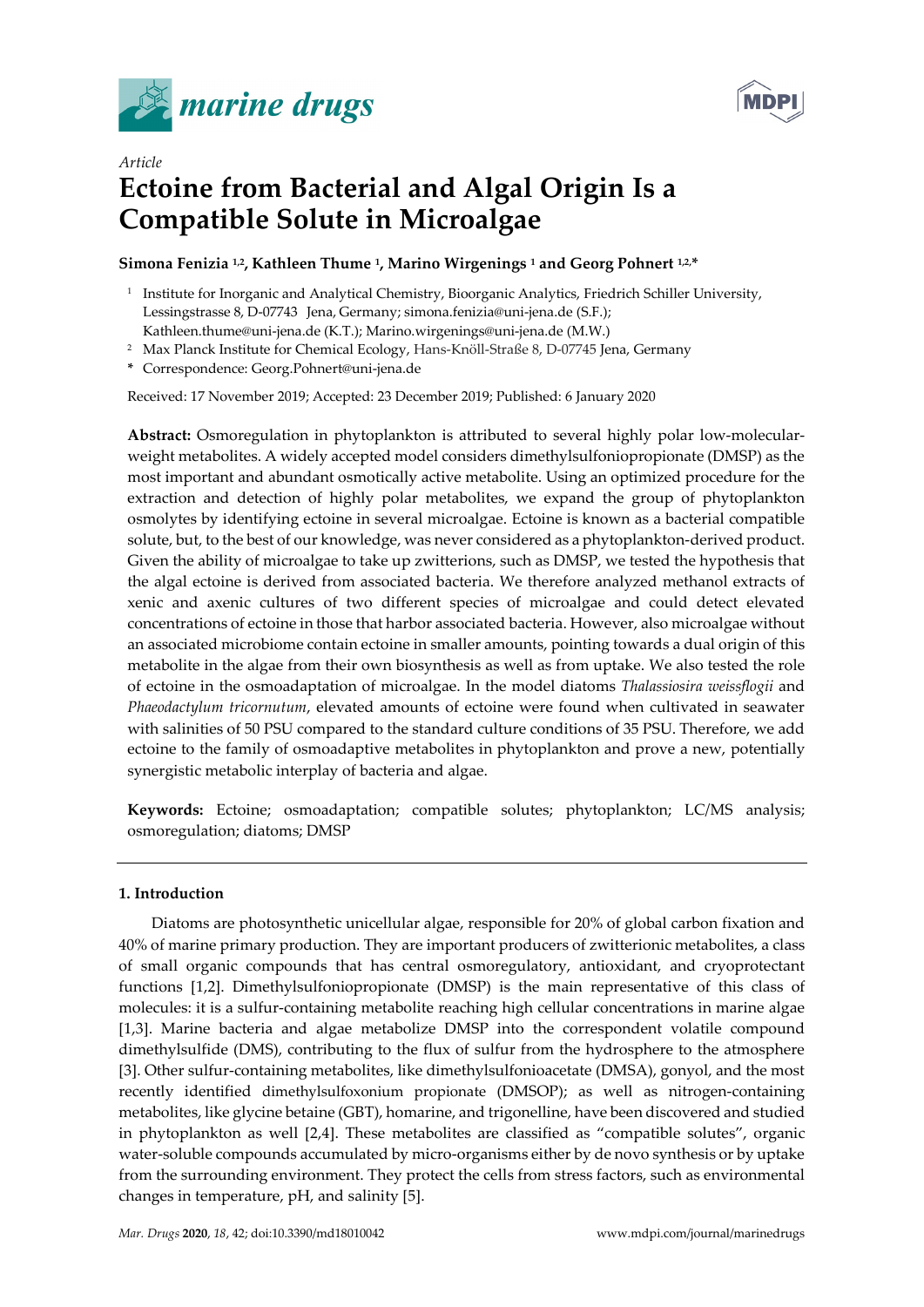*Article*

# Ectoine from Bacterial and Algal Origin Is a Compatible Solute in Microalgae

**Simona Fenizia [1,2], Kathleen Thume [1], Marino Wirgenings [1] and Georg Pohnert [1,2,*]**

[1] Institute for Inorganic and Analytical Chemistry, Bioorganic Analytics, Friedrich Schiller University, Lessingstrasse 8, D-07743 Jena, Germany; simona.fenizia@uni-jena.de (S.F.); Kathleen.thume@uni-jena.de (K.T.); Marino.wirgenings@uni-jena.de (M.W.)

[2] Max Planck Institute for Chemical Ecology, Hans-Knöll-Straße 8, D-07745 Jena, Germany

\* Correspondence: Georg.Pohnert@uni-jena.de

Received: 17 November 2019; Accepted: 23 December 2019; Published: 6 January 2020

**Abstract:** Osmoregulation in phytoplankton is attributed to several highly polar low-molecular-weight metabolites. A widely accepted model considers dimethylsulfoniopropionate (DMSP) as the most important and abundant osmotically active metabolite. Using an optimized procedure for the extraction and detection of highly polar metabolites, we expand the group of phytoplankton osmolytes by identifying ectoine in several microalgae. Ectoine is known as a bacterial compatible solute, but, to the best of our knowledge, was never considered as a phytoplankton-derived product. Given the ability of microalgae to take up zwitterions, such as DMSP, we tested the hypothesis that the algal ectoine is derived from associated bacteria. We therefore analyzed methanol extracts of xenic and axenic cultures of two different species of microalgae and could detect elevated concentrations of ectoine in those that harbor associated bacteria. However, also microalgae without an associated microbiome contain ectoine in smaller amounts, pointing towards a dual origin of this metabolite in the algae from their own biosynthesis as well as from uptake. We also tested the role of ectoine in the osmoadaptation of microalgae. In the model diatoms *Thalassiosira weissflogii* and *Phaeodactylum tricornutum*, elevated amounts of ectoine were found when cultivated in seawater with salinities of 50 PSU compared to the standard culture conditions of 35 PSU. Therefore, we add ectoine to the family of osmoadaptive metabolites in phytoplankton and prove a new, potentially synergistic metabolic interplay of bacteria and algae.

**Keywords:** Ectoine; osmoadaptation; compatible solutes; phytoplankton; LC/MS analysis; osmoregulation; diatoms; DMSP

## 1. Introduction

Diatoms are photosynthetic unicellular algae, responsible for 20% of global carbon fixation and 40% of marine primary production. They are important producers of zwitterionic metabolites, a class of small organic compounds that has central osmoregulatory, antioxidant, and cryoprotectant functions [1,2]. Dimethylsulfoniopropionate (DMSP) is the main representative of this class of molecules: it is a sulfur-containing metabolite reaching high cellular concentrations in marine algae [1,3]. Marine bacteria and algae metabolize DMSP into the correspondent volatile compound dimethylsulfide (DMS), contributing to the flux of sulfur from the hydrosphere to the atmosphere [3]. Other sulfur-containing metabolites, like dimethylsulfonioacetate (DMSA), gonyol, and the most recently identified dimethylsulfoxonium propionate (DMSOP); as well as nitrogen-containing metabolites, like glycine betaine (GBT), homarine, and trigonelline, have been discovered and studied in phytoplankton as well [2,4]. These metabolites are classified as "compatible solutes", organic water-soluble compounds accumulated by micro-organisms either by de novo synthesis or by uptake from the surrounding environment. They protect the cells from stress factors, such as environmental changes in temperature, pH, and salinity [5].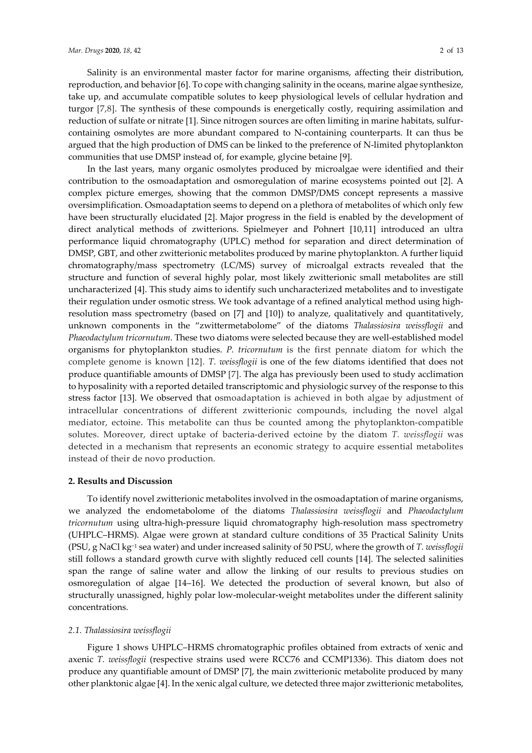Salinity is an environmental master factor for marine organisms, affecting their distribution, reproduction, and behavior [6]. To cope with changing salinity in the oceans, marine algae synthesize, take up, and accumulate compatible solutes to keep physiological levels of cellular hydration and turgor [7,8]. The synthesis of these compounds is energetically costly, requiring assimilation and reduction of sulfate or nitrate [1]. Since nitrogen sources are often limiting in marine habitats, sulfur-containing osmolytes are more abundant compared to N-containing counterparts. It can thus be argued that the high production of DMS can be linked to the preference of N-limited phytoplankton communities that use DMSP instead of, for example, glycine betaine [9].

In the last years, many organic osmolytes produced by microalgae were identified and their contribution to the osmoadaptation and osmoregulation of marine ecosystems pointed out [2]. A complex picture emerges, showing that the common DMSP/DMS concept represents a massive oversimplification. Osmoadaptation seems to depend on a plethora of metabolites of which only few have been structurally elucidated [2]. Major progress in the field is enabled by the development of direct analytical methods of zwitterions. Spielmeyer and Pohnert [10,11] introduced an ultra performance liquid chromatography (UPLC) method for separation and direct determination of DMSP, GBT, and other zwitterionic metabolites produced by marine phytoplankton. A further liquid chromatography/mass spectrometry (LC/MS) survey of microalgal extracts revealed that the structure and function of several highly polar, most likely zwitterionic small metabolites are still uncharacterized [4]. This study aims to identify such uncharacterized metabolites and to investigate their regulation under osmotic stress. We took advantage of a refined analytical method using high-resolution mass spectrometry (based on [7] and [10]) to analyze, qualitatively and quantitatively, unknown components in the "zwittermetabolome" of the diatoms *Thalassiosira weissflogii* and *Phaeodactylum tricornutum*. These two diatoms were selected because they are well-established model organisms for phytoplankton studies. *P. tricornutum* is the first pennate diatom for which the complete genome is known [12]. *T. weissflogii* is one of the few diatoms identified that does not produce quantifiable amounts of DMSP [7]. The alga has previously been used to study acclimation to hyposalinity with a reported detailed transcriptomic and physiologic survey of the response to this stress factor [13]. We observed that osmoadaptation is achieved in both algae by adjustment of intracellular concentrations of different zwitterionic compounds, including the novel algal mediator, ectoine. This metabolite can thus be counted among the phytoplankton-compatible solutes. Moreover, direct uptake of bacteria-derived ectoine by the diatom *T. weissflogii* was detected in a mechanism that represents an economic strategy to acquire essential metabolites instead of their de novo production.

## 2. Results and Discussion

To identify novel zwitterionic metabolites involved in the osmoadaptation of marine organisms, we analyzed the endometabolome of the diatoms *Thalassiosira weissflogii* and *Phaeodactylum tricornutum* using ultra-high-pressure liquid chromatography high-resolution mass spectrometry (UHPLC–HRMS). Algae were grown at standard culture conditions of 35 Practical Salinity Units (PSU, g NaCl $kg^{-1}$ sea water) and under increased salinity of 50 PSU, where the growth of *T. weissflogii* still follows a standard growth curve with slightly reduced cell counts [14]. The selected salinities span the range of saline water and allow the linking of our results to previous studies on osmoregulation of algae [14–16]. We detected the production of several known, but also of structurally unassigned, highly polar low-molecular-weight metabolites under the different salinity concentrations.

### 2.1. Thalassiosira weissflogii

Figure 1 shows UHPLC–HRMS chromatographic profiles obtained from extracts of xenic and axenic *T. weissflogii* (respective strains used were RCC76 and CCMP1336). This diatom does not produce any quantifiable amount of DMSP [7], the main zwitterionic metabolite produced by many other planktonic algae [4]. In the xenic algal culture, we detected three major zwitterionic metabolites,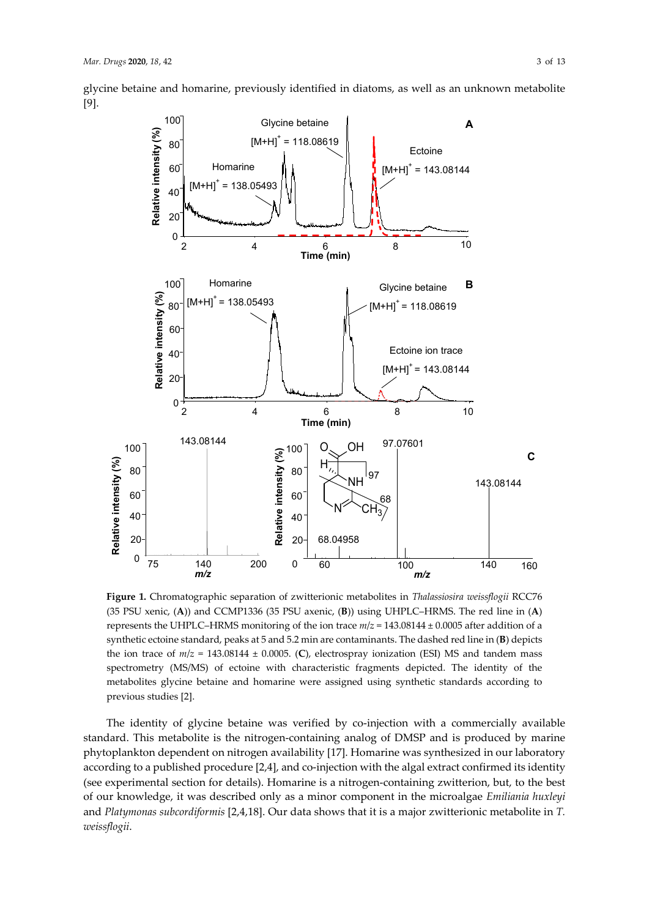glycine betaine and homarine, previously identified in diatoms, as well as an unknown metabolite [9].

**Figure 1.** Chromatographic separation of zwitterionic metabolites in *Thalassiosira weissflogii* RCC76 (35 PSU xenic, (**A**)) and CCMP1336 (35 PSU axenic, (**B**)) using UHPLC–HRMS. The red line in (**A**) represents the UHPLC–HRMS monitoring of the ion trace $m/z$ = 143.08144 ± 0.0005 after addition of a synthetic ectoine standard, peaks at 5 and 5.2 min are contaminants. The dashed red line in (**B**) depicts the ion trace of $m/z$ = 143.08144 ± 0.0005. (**C**), electrospray ionization (ESI) MS and tandem mass spectrometry (MS/MS) of ectoine with characteristic fragments depicted. The identity of the metabolites glycine betaine and homarine were assigned using synthetic standards according to previous studies [2].

The identity of glycine betaine was verified by co-injection with a commercially available standard. This metabolite is the nitrogen-containing analog of DMSP and is produced by marine phytoplankton dependent on nitrogen availability [17]. Homarine was synthesized in our laboratory according to a published procedure [2,4], and co-injection with the algal extract confirmed its identity (see experimental section for details). Homarine is a nitrogen-containing zwitterion, but, to the best of our knowledge, it was described only as a minor component in the microalgae *Emiliania huxleyi* and *Platymonas subcordiformis* [2,4,18]. Our data shows that it is a major zwitterionic metabolite in *T. weissflogii*.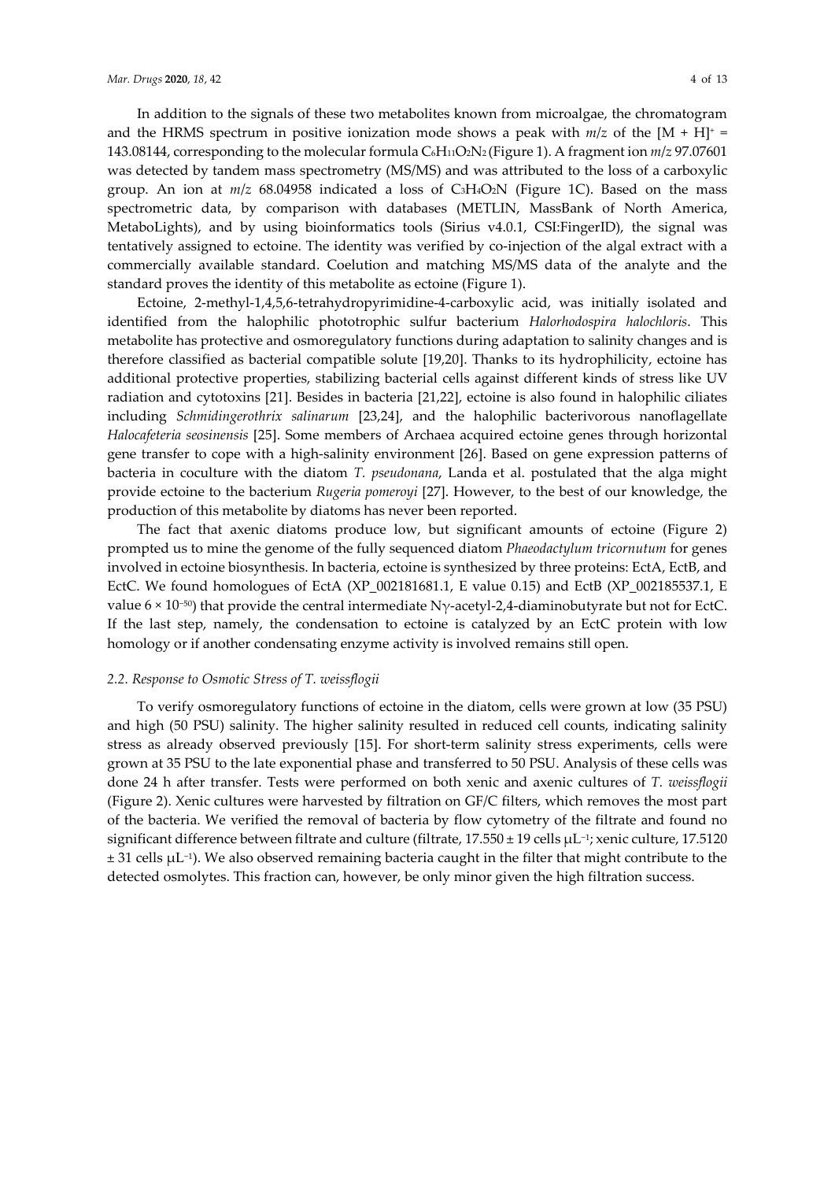In addition to the signals of these two metabolites known from microalgae, the chromatogram and the HRMS spectrum in positive ionization mode shows a peak with *m*/*z* of the $[M + H]^+$ = 143.08144, corresponding to the molecular formula $C_6H_{11}O_2N_2$ (Figure 1). A fragment ion *m*/*z* 97.07601 was detected by tandem mass spectrometry (MS/MS) and was attributed to the loss of a carboxylic group. An ion at *m*/*z* 68.04958 indicated a loss of $C_3H_4O_2N$ (Figure 1C). Based on the mass spectrometric data, by comparison with databases (METLIN, MassBank of North America, MetaboLights), and by using bioinformatics tools (Sirius v4.0.1, CSI:FingerID), the signal was tentatively assigned to ectoine. The identity was verified by co-injection of the algal extract with a commercially available standard. Coelution and matching MS/MS data of the analyte and the standard proves the identity of this metabolite as ectoine (Figure 1).

Ectoine, 2-methyl-1,4,5,6-tetrahydropyrimidine-4-carboxylic acid, was initially isolated and identified from the halophilic phototrophic sulfur bacterium *Halorhodospira halochloris*. This metabolite has protective and osmoregulatory functions during adaptation to salinity changes and is therefore classified as bacterial compatible solute [19,20]. Thanks to its hydrophilicity, ectoine has additional protective properties, stabilizing bacterial cells against different kinds of stress like UV radiation and cytotoxins [21]. Besides in bacteria [21,22], ectoine is also found in halophilic ciliates including *Schmidingerothrix salinarum* [23,24], and the halophilic bacterivorous nanoflagellate *Halocafeteria seosinensis* [25]. Some members of Archaea acquired ectoine genes through horizontal gene transfer to cope with a high-salinity environment [26]. Based on gene expression patterns of bacteria in coculture with the diatom *T. pseudonana*, Landa et al. postulated that the alga might provide ectoine to the bacterium *Rugeria pomeroyi* [27]. However, to the best of our knowledge, the production of this metabolite by diatoms has never been reported.

The fact that axenic diatoms produce low, but significant amounts of ectoine (Figure 2) prompted us to mine the genome of the fully sequenced diatom *Phaeodactylum tricornutum* for genes involved in ectoine biosynthesis. In bacteria, ectoine is synthesized by three proteins: EctA, EctB, and EctC. We found homologues of EctA (XP_002181681.1, E value 0.15) and EctB (XP_002185537.1, E value $6 \times 10^{-50}$) that provide the central intermediate N$\gamma$-acetyl-2,4-diaminobutyrate but not for EctC. If the last step, namely, the condensation to ectoine is catalyzed by an EctC protein with low homology or if another condensating enzyme activity is involved remains still open.

### 2.2. Response to Osmotic Stress of *T. weissflogii*

To verify osmoregulatory functions of ectoine in the diatom, cells were grown at low (35 PSU) and high (50 PSU) salinity. The higher salinity resulted in reduced cell counts, indicating salinity stress as already observed previously [15]. For short-term salinity stress experiments, cells were grown at 35 PSU to the late exponential phase and transferred to 50 PSU. Analysis of these cells was done 24 h after transfer. Tests were performed on both xenic and axenic cultures of *T. weissflogii* (Figure 2). Xenic cultures were harvested by filtration on GF/C filters, which removes the most part of the bacteria. We verified the removal of bacteria by flow cytometry of the filtrate and found no significant difference between filtrate and culture (filtrate, 17.550 ± 19 cells $\mu L^{-1}$; xenic culture, 17.5120 ± 31 cells $\mu L^{-1}$). We also observed remaining bacteria caught in the filter that might contribute to the detected osmolytes. This fraction can, however, be only minor given the high filtration success.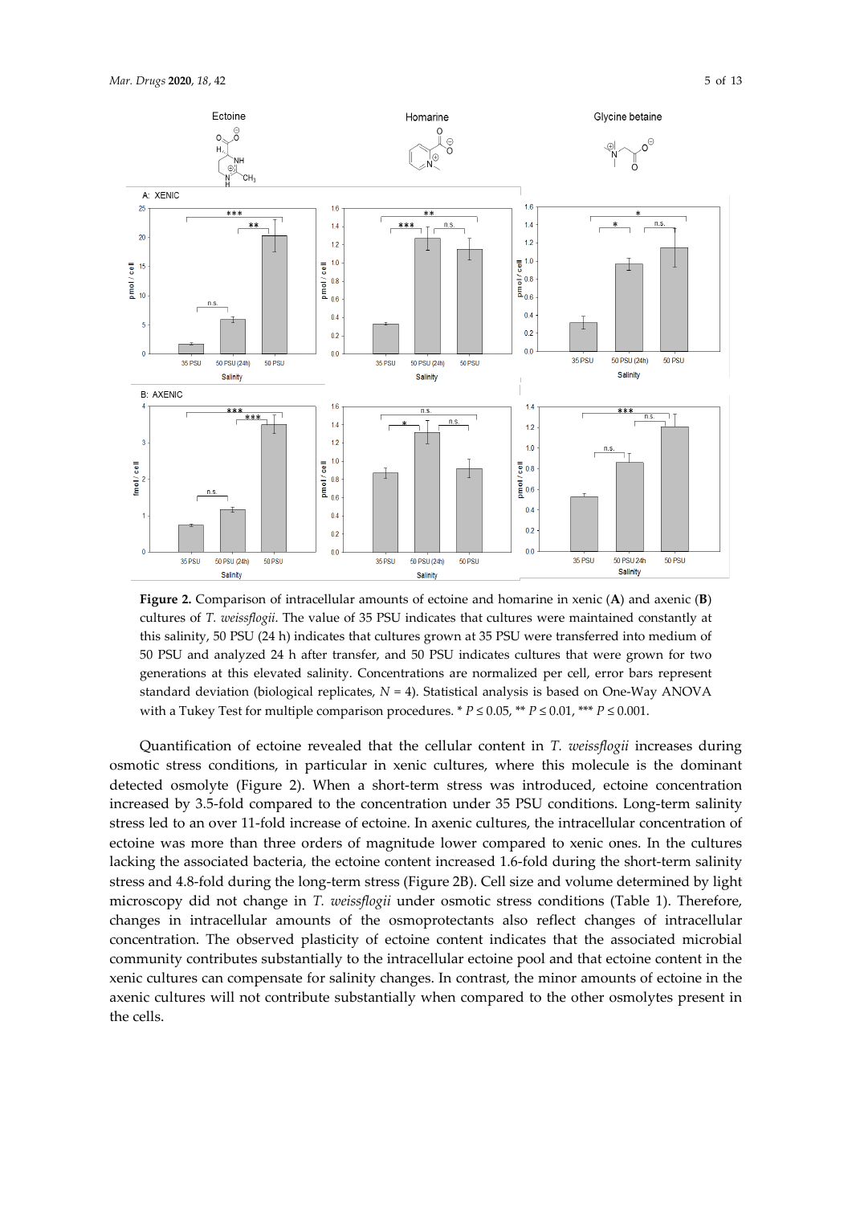**Figure 2.** Comparison of intracellular amounts of ectoine and homarine in xenic (**A**) and axenic (**B**) cultures of *T. weissflogii*. The value of 35 PSU indicates that cultures were maintained constantly at this salinity, 50 PSU (24 h) indicates that cultures grown at 35 PSU were transferred into medium of 50 PSU and analyzed 24 h after transfer, and 50 PSU indicates cultures that were grown for two generations at this elevated salinity. Concentrations are normalized per cell, error bars represent standard deviation (biological replicates, $N = 4$). Statistical analysis is based on One-Way ANOVA with a Tukey Test for multiple comparison procedures. * $P \leq 0.05$, ** $P \leq 0.01$, *** $P \leq 0.001$.

Quantification of ectoine revealed that the cellular content in *T. weissflogii* increases during osmotic stress conditions, in particular in xenic cultures, where this molecule is the dominant detected osmolyte (Figure 2). When a short-term stress was introduced, ectoine concentration increased by 3.5-fold compared to the concentration under 35 PSU conditions. Long-term salinity stress led to an over 11-fold increase of ectoine. In axenic cultures, the intracellular concentration of ectoine was more than three orders of magnitude lower compared to xenic ones. In the cultures lacking the associated bacteria, the ectoine content increased 1.6-fold during the short-term salinity stress and 4.8-fold during the long-term stress (Figure 2B). Cell size and volume determined by light microscopy did not change in *T. weissflogii* under osmotic stress conditions (Table 1). Therefore, changes in intracellular amounts of the osmoprotectants also reflect changes of intracellular concentration. The observed plasticity of ectoine content indicates that the associated microbial community contributes substantially to the intracellular ectoine pool and that ectoine content in the xenic cultures can compensate for salinity changes. In contrast, the minor amounts of ectoine in the axenic cultures will not contribute substantially when compared to the other osmolytes present in the cells.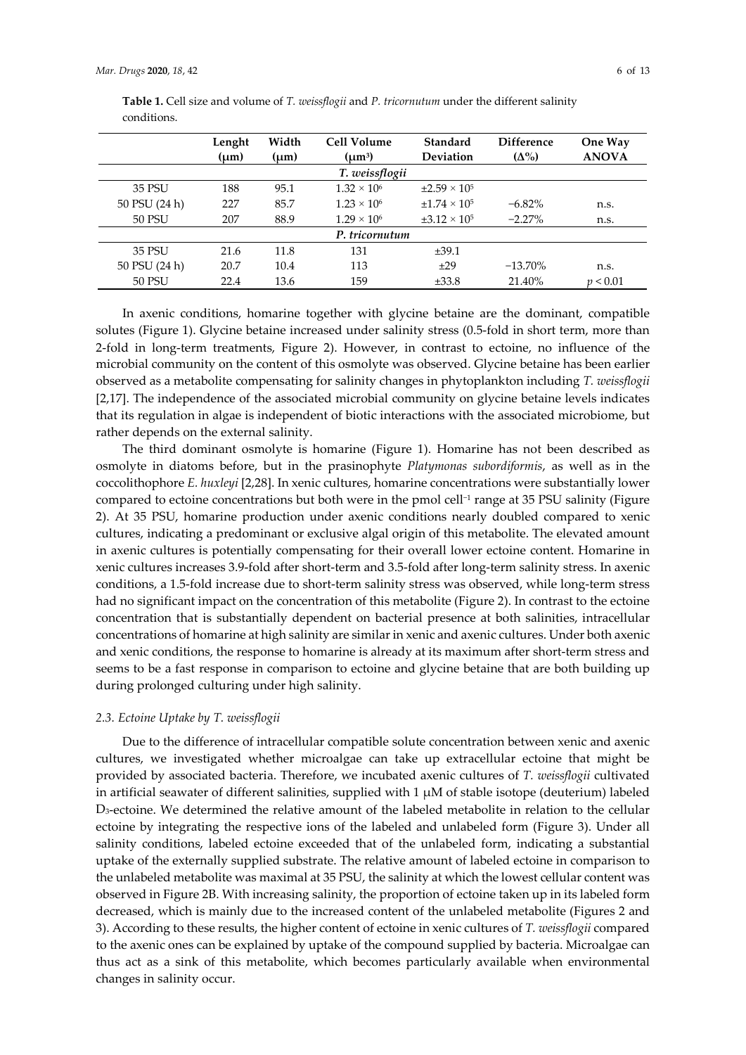**Table 1.** Cell size and volume of *T. weissflogii* and *P. tricornutum* under the different salinity conditions.

| | Lenght (μm) | Width (μm) | Cell Volume (μm³) | Standard Deviation | Difference (Δ%) | One Way ANOVA |
|---|---|---|---|---|---|---|
| *T. weissflogii* | | | | | | |
| 35 PSU | 188 | 95.1 | $1.32 \times 10^6$ | $\pm 2.59 \times 10^5$ | | |
| 50 PSU (24 h) | 227 | 85.7 | $1.23 \times 10^6$ | $\pm 1.74 \times 10^5$ | −6.82% | n.s. |
| 50 PSU | 207 | 88.9 | $1.29 \times 10^6$ | $\pm 3.12 \times 10^5$ | −2.27% | n.s. |
| *P. tricornutum* | | | | | | |
| 35 PSU | 21.6 | 11.8 | 131 | ±39.1 | | |
| 50 PSU (24 h) | 20.7 | 10.4 | 113 | ±29 | −13.70% | n.s. |
| 50 PSU | 22.4 | 13.6 | 159 | ±33.8 | 21.40% | $p < 0.01$ |

In axenic conditions, homarine together with glycine betaine are the dominant, compatible solutes (Figure 1). Glycine betaine increased under salinity stress (0.5-fold in short term, more than 2-fold in long-term treatments, Figure 2). However, in contrast to ectoine, no influence of the microbial community on the content of this osmolyte was observed. Glycine betaine has been earlier observed as a metabolite compensating for salinity changes in phytoplankton including *T. weissflogii* [2,17]. The independence of the associated microbial community on glycine betaine levels indicates that its regulation in algae is independent of biotic interactions with the associated microbiome, but rather depends on the external salinity.

The third dominant osmolyte is homarine (Figure 1). Homarine has not been described as osmolyte in diatoms before, but in the prasinophyte *Platymonas subordiformis*, as well as in the coccolithophore *E. huxleyi* [2,28]. In xenic cultures, homarine concentrations were substantially lower compared to ectoine concentrations but both were in the pmol cell$^{-1}$ range at 35 PSU salinity (Figure 2). At 35 PSU, homarine production under axenic conditions nearly doubled compared to xenic cultures, indicating a predominant or exclusive algal origin of this metabolite. The elevated amount in axenic cultures is potentially compensating for their overall lower ectoine content. Homarine in xenic cultures increases 3.9-fold after short-term and 3.5-fold after long-term salinity stress. In axenic conditions, a 1.5-fold increase due to short-term salinity stress was observed, while long-term stress had no significant impact on the concentration of this metabolite (Figure 2). In contrast to the ectoine concentration that is substantially dependent on bacterial presence at both salinities, intracellular concentrations of homarine at high salinity are similar in xenic and axenic cultures. Under both axenic and xenic conditions, the response to homarine is already at its maximum after short-term stress and seems to be a fast response in comparison to ectoine and glycine betaine that are both building up during prolonged culturing under high salinity.

### 2.3. Ectoine Uptake by *T. weissflogii*

Due to the difference of intracellular compatible solute concentration between xenic and axenic cultures, we investigated whether microalgae can take up extracellular ectoine that might be provided by associated bacteria. Therefore, we incubated axenic cultures of *T. weissflogii* cultivated in artificial seawater of different salinities, supplied with 1 μM of stable isotope (deuterium) labeled $D_3$-ectoine. We determined the relative amount of the labeled metabolite in relation to the cellular ectoine by integrating the respective ions of the labeled and unlabeled form (Figure 3). Under all salinity conditions, labeled ectoine exceeded that of the unlabeled form, indicating a substantial uptake of the externally supplied substrate. The relative amount of labeled ectoine in comparison to the unlabeled metabolite was maximal at 35 PSU, the salinity at which the lowest cellular content was observed in Figure 2B. With increasing salinity, the proportion of ectoine taken up in its labeled form decreased, which is mainly due to the increased content of the unlabeled metabolite (Figures 2 and 3). According to these results, the higher content of ectoine in xenic cultures of *T. weissflogii* compared to the axenic ones can be explained by uptake of the compound supplied by bacteria. Microalgae can thus act as a sink of this metabolite, which becomes particularly available when environmental changes in salinity occur.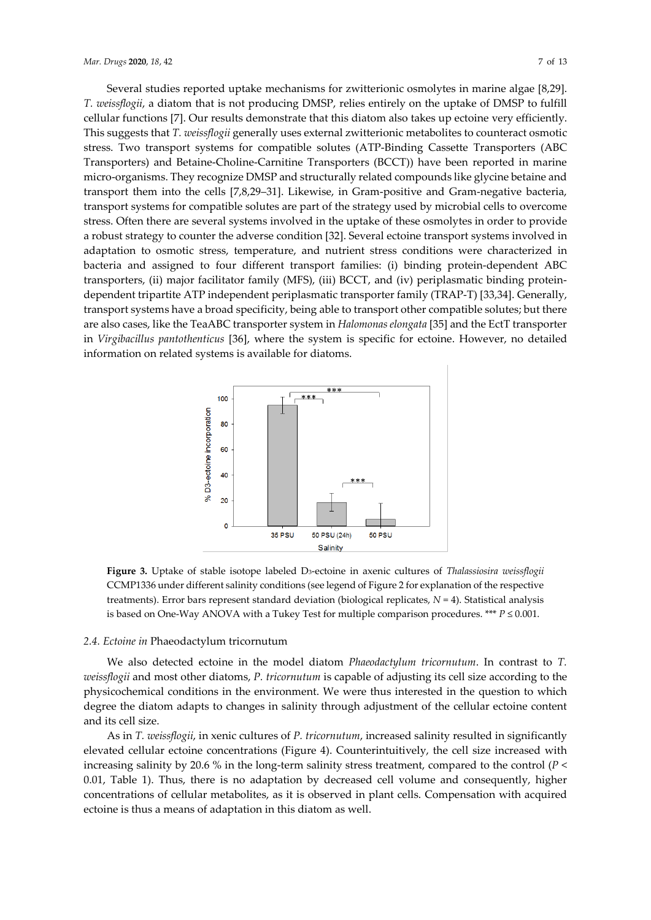Several studies reported uptake mechanisms for zwitterionic osmolytes in marine algae [8,29]. *T. weissflogii*, a diatom that is not producing DMSP, relies entirely on the uptake of DMSP to fulfill cellular functions [7]. Our results demonstrate that this diatom also takes up ectoine very efficiently. This suggests that *T. weissflogii* generally uses external zwitterionic metabolites to counteract osmotic stress. Two transport systems for compatible solutes (ATP-Binding Cassette Transporters (ABC Transporters) and Betaine-Choline-Carnitine Transporters (BCCT)) have been reported in marine micro-organisms. They recognize DMSP and structurally related compounds like glycine betaine and transport them into the cells [7,8,29–31]. Likewise, in Gram-positive and Gram-negative bacteria, transport systems for compatible solutes are part of the strategy used by microbial cells to overcome stress. Often there are several systems involved in the uptake of these osmolytes in order to provide a robust strategy to counter the adverse condition [32]. Several ectoine transport systems involved in adaptation to osmotic stress, temperature, and nutrient stress conditions were characterized in bacteria and assigned to four different transport families: (i) binding protein-dependent ABC transporters, (ii) major facilitator family (MFS), (iii) BCCT, and (iv) periplasmatic binding protein-dependent tripartite ATP independent periplasmatic transporter family (TRAP-T) [33,34]. Generally, transport systems have a broad specificity, being able to transport other compatible solutes; but there are also cases, like the TeaABC transporter system in *Halomonas elongata* [35] and the EctT transporter in *Virgibacillus pantothenticus* [36], where the system is specific for ectoine. However, no detailed information on related systems is available for diatoms.

**Figure 3.** Uptake of stable isotope labeled $D_3$-ectoine in axenic cultures of *Thalassiosira weissflogii* CCMP1336 under different salinity conditions (see legend of Figure 2 for explanation of the respective treatments). Error bars represent standard deviation (biological replicates, $N = 4$). Statistical analysis is based on One-Way ANOVA with a Tukey Test for multiple comparison procedures. *** $P \leq 0.001$.

### 2.4. Ectoine in Phaeodactylum tricornutum

We also detected ectoine in the model diatom *Phaeodactylum tricornutum*. In contrast to *T. weissflogii* and most other diatoms, *P. tricornutum* is capable of adjusting its cell size according to the physicochemical conditions in the environment. We were thus interested in the question to which degree the diatom adapts to changes in salinity through adjustment of the cellular ectoine content and its cell size.

As in *T. weissflogii*, in xenic cultures of *P. tricornutum*, increased salinity resulted in significantly elevated cellular ectoine concentrations (Figure 4). Counterintuitively, the cell size increased with increasing salinity by 20.6 % in the long-term salinity stress treatment, compared to the control ($P < 0.01$, Table 1). Thus, there is no adaptation by decreased cell volume and consequently, higher concentrations of cellular metabolites, as it is observed in plant cells. Compensation with acquired ectoine is thus a means of adaptation in this diatom as well.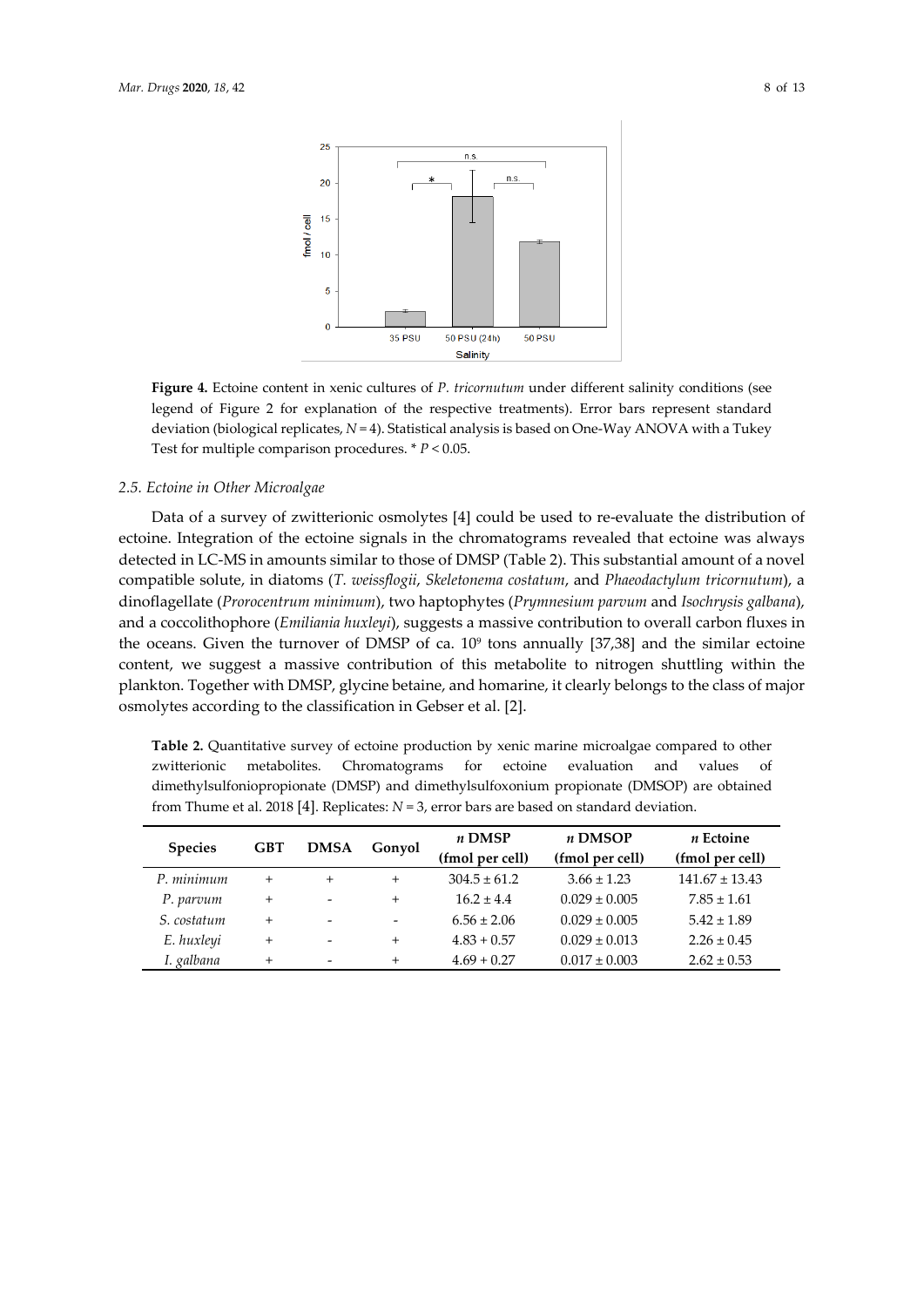**Figure 4.** Ectoine content in xenic cultures of *P. tricornutum* under different salinity conditions (see legend of Figure 2 for explanation of the respective treatments). Error bars represent standard deviation (biological replicates, $N = 4$). Statistical analysis is based on One-Way ANOVA with a Tukey Test for multiple comparison procedures. * $P < 0.05$.

### 2.5. Ectoine in Other Microalgae

Data of a survey of zwitterionic osmolytes [4] could be used to re-evaluate the distribution of ectoine. Integration of the ectoine signals in the chromatograms revealed that ectoine was always detected in LC-MS in amounts similar to those of DMSP (Table 2). This substantial amount of a novel compatible solute, in diatoms (*T. weissflogii*, *Skeletonema costatum*, and *Phaeodactylum tricornutum*), a dinoflagellate (*Prorocentrum minimum*), two haptophytes (*Prymnesium parvum* and *Isochrysis galbana*), and a coccolithophore (*Emiliania huxleyi*), suggests a massive contribution to overall carbon fluxes in the oceans. Given the turnover of DMSP of ca. $10^9$ tons annually [37,38] and the similar ectoine content, we suggest a massive contribution of this metabolite to nitrogen shuttling within the plankton. Together with DMSP, glycine betaine, and homarine, it clearly belongs to the class of major osmolytes according to the classification in Gebser et al. [2].

**Table 2.** Quantitative survey of ectoine production by xenic marine microalgae compared to other zwitterionic metabolites. Chromatograms for ectoine evaluation and values of dimethylsulfoniopropionate (DMSP) and dimethylsulfoxonium propionate (DMSOP) are obtained from Thume et al. 2018 [4]. Replicates: $N = 3$, error bars are based on standard deviation.

| Species | GBT | DMSA | Gonyol | *n* DMSP (fmol per cell) | *n* DMSOP (fmol per cell) | *n* Ectoine (fmol per cell) |
|---|---|---|---|---|---|---|
| *P. minimum* | + | + | + | 304.5 ± 61.2 | 3.66 ± 1.23 | 141.67 ± 13.43 |
| *P. parvum* | + | - | + | 16.2 ± 4.4 | 0.029 ± 0.005 | 7.85 ± 1.61 |
| *S. costatum* | + | - | - | 6.56 ± 2.06 | 0.029 ± 0.005 | 5.42 ± 1.89 |
| *E. huxleyi* | + | - | + | 4.83 + 0.57 | 0.029 ± 0.013 | 2.26 ± 0.45 |
| *I. galbana* | + | - | + | 4.69 + 0.27 | 0.017 ± 0.003 | 2.62 ± 0.53 |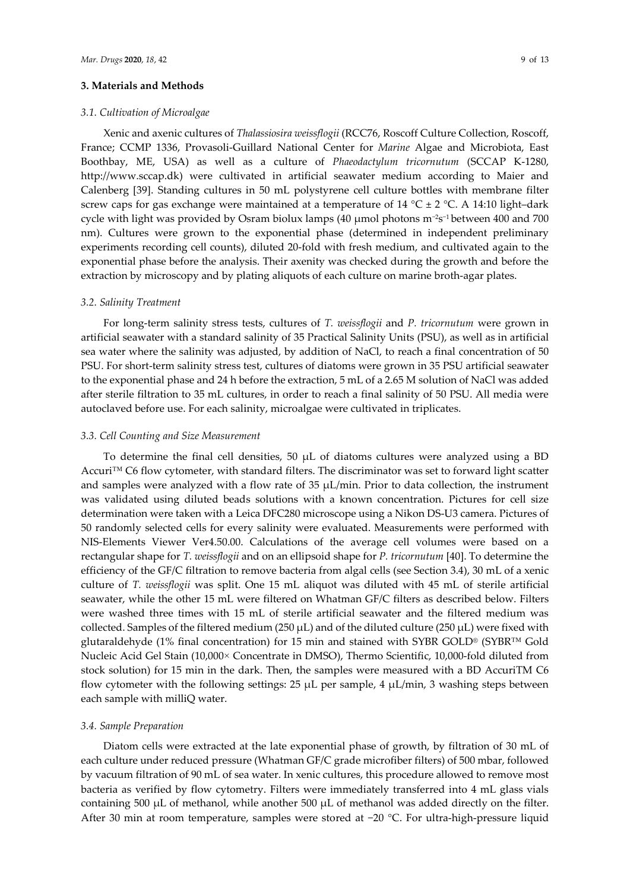## 3. Materials and Methods

### 3.1. Cultivation of Microalgae

Xenic and axenic cultures of *Thalassiosira weissflogii* (RCC76, Roscoff Culture Collection, Roscoff, France; CCMP 1336, Provasoli-Guillard National Center for *Marine* Algae and Microbiota, East Boothbay, ME, USA) as well as a culture of *Phaeodactylum tricornutum* (SCCAP K-1280, http://www.sccap.dk) were cultivated in artificial seawater medium according to Maier and Calenberg [39]. Standing cultures in 50 mL polystyrene cell culture bottles with membrane filter screw caps for gas exchange were maintained at a temperature of 14 °C ± 2 °C. A 14:10 light–dark cycle with light was provided by Osram biolux lamps (40 μmol photons $m^{-2}s^{-1}$ between 400 and 700 nm). Cultures were grown to the exponential phase (determined in independent preliminary experiments recording cell counts), diluted 20-fold with fresh medium, and cultivated again to the exponential phase before the analysis. Their axenity was checked during the growth and before the extraction by microscopy and by plating aliquots of each culture on marine broth-agar plates.

### 3.2. Salinity Treatment

For long-term salinity stress tests, cultures of *T. weissflogii* and *P. tricornutum* were grown in artificial seawater with a standard salinity of 35 Practical Salinity Units (PSU), as well as in artificial sea water where the salinity was adjusted, by addition of NaCl, to reach a final concentration of 50 PSU. For short-term salinity stress test, cultures of diatoms were grown in 35 PSU artificial seawater to the exponential phase and 24 h before the extraction, 5 mL of a 2.65 M solution of NaCl was added after sterile filtration to 35 mL cultures, in order to reach a final salinity of 50 PSU. All media were autoclaved before use. For each salinity, microalgae were cultivated in triplicates.

### 3.3. Cell Counting and Size Measurement

To determine the final cell densities, 50 μL of diatoms cultures were analyzed using a BD Accuri™ C6 flow cytometer, with standard filters. The discriminator was set to forward light scatter and samples were analyzed with a flow rate of 35 μL/min. Prior to data collection, the instrument was validated using diluted beads solutions with a known concentration. Pictures for cell size determination were taken with a Leica DFC280 microscope using a Nikon DS-U3 camera. Pictures of 50 randomly selected cells for every salinity were evaluated. Measurements were performed with NIS-Elements Viewer Ver4.50.00. Calculations of the average cell volumes were based on a rectangular shape for *T. weissflogii* and on an ellipsoid shape for *P. tricornutum* [40]. To determine the efficiency of the GF/C filtration to remove bacteria from algal cells (see Section 3.4), 30 mL of a xenic culture of *T. weissflogii* was split. One 15 mL aliquot was diluted with 45 mL of sterile artificial seawater, while the other 15 mL were filtered on Whatman GF/C filters as described below. Filters were washed three times with 15 mL of sterile artificial seawater and the filtered medium was collected. Samples of the filtered medium (250 μL) and of the diluted culture (250 μL) were fixed with glutaraldehyde (1% final concentration) for 15 min and stained with SYBR GOLD® (SYBR™ Gold Nucleic Acid Gel Stain (10,000× Concentrate in DMSO), Thermo Scientific, 10,000-fold diluted from stock solution) for 15 min in the dark. Then, the samples were measured with a BD AccuriTM C6 flow cytometer with the following settings: 25 μL per sample, 4 μL/min, 3 washing steps between each sample with milliQ water.

### 3.4. Sample Preparation

Diatom cells were extracted at the late exponential phase of growth, by filtration of 30 mL of each culture under reduced pressure (Whatman GF/C grade microfiber filters) of 500 mbar, followed by vacuum filtration of 90 mL of sea water. In xenic cultures, this procedure allowed to remove most bacteria as verified by flow cytometry. Filters were immediately transferred into 4 mL glass vials containing 500 μL of methanol, while another 500 μL of methanol was added directly on the filter. After 30 min at room temperature, samples were stored at −20 °C. For ultra-high-pressure liquid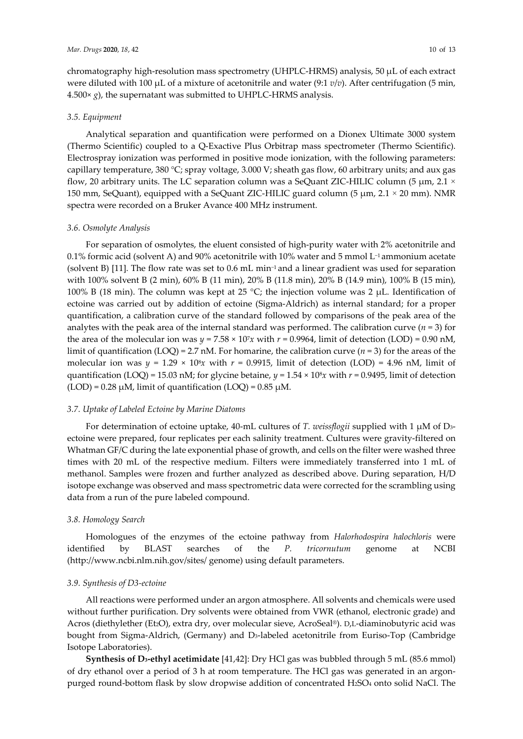chromatography high-resolution mass spectrometry (UHPLC-HRMS) analysis, 50 μL of each extract were diluted with 100 μL of a mixture of acetonitrile and water (9:1 *v*/*v*). After centrifugation (5 min, 4.500× *g*), the supernatant was submitted to UHPLC-HRMS analysis.

### 3.5. Equipment

Analytical separation and quantification were performed on a Dionex Ultimate 3000 system (Thermo Scientific) coupled to a Q-Exactive Plus Orbitrap mass spectrometer (Thermo Scientific). Electrospray ionization was performed in positive mode ionization, with the following parameters: capillary temperature, 380 °C; spray voltage, 3.000 V; sheath gas flow, 60 arbitrary units; and aux gas flow, 20 arbitrary units. The LC separation column was a SeQuant ZIC-HILIC column (5 μm, 2.1 × 150 mm, SeQuant), equipped with a SeQuant ZIC-HILIC guard column (5 μm, 2.1 × 20 mm). NMR spectra were recorded on a Bruker Avance 400 MHz instrument.

### 3.6. Osmolyte Analysis

For separation of osmolytes, the eluent consisted of high-purity water with 2% acetonitrile and 0.1% formic acid (solvent A) and 90% acetonitrile with 10% water and 5 mmol $L^{-1}$ ammonium acetate (solvent B) [11]. The flow rate was set to 0.6 mL $min^{-1}$ and a linear gradient was used for separation with 100% solvent B (2 min), 60% B (11 min), 20% B (11.8 min), 20% B (14.9 min), 100% B (15 min), 100% B (18 min). The column was kept at 25 °C; the injection volume was 2 μL. Identification of ectoine was carried out by addition of ectoine (Sigma-Aldrich) as internal standard; for a proper quantification, a calibration curve of the standard followed by comparisons of the peak area of the analytes with the peak area of the internal standard was performed. The calibration curve ($n$ = 3) for the area of the molecular ion was $y = 7.58 \times 10^7x$ with $r$ = 0.9964, limit of detection (LOD) = 0.90 nM, limit of quantification (LOQ) = 2.7 nM. For homarine, the calibration curve ($n$ = 3) for the areas of the molecular ion was $y = 1.29 \times 10^8x$ with $r$ = 0.9915, limit of detection (LOD) = 4.96 nM, limit of quantification (LOQ) = 15.03 nM; for glycine betaine, $y = 1.54 \times 10^8x$ with $r$ = 0.9495, limit of detection (LOD) = 0.28 μM, limit of quantification (LOQ) = 0.85 μM.

### 3.7. Uptake of Labeled Ectoine by Marine Diatoms

For determination of ectoine uptake, 40-mL cultures of *T. weissflogii* supplied with 1 μM of $D_3$-ectoine were prepared, four replicates per each salinity treatment. Cultures were gravity-filtered on Whatman GF/C during the late exponential phase of growth, and cells on the filter were washed three times with 20 mL of the respective medium. Filters were immediately transferred into 1 mL of methanol. Samples were frozen and further analyzed as described above. During separation, H/D isotope exchange was observed and mass spectrometric data were corrected for the scrambling using data from a run of the pure labeled compound.

### 3.8. Homology Search

Homologues of the enzymes of the ectoine pathway from *Halorhodospira halochloris* were identified by BLAST searches of the *P. tricornutum* genome at NCBI (http://www.ncbi.nlm.nih.gov/sites/ genome) using default parameters.

### 3.9. Synthesis of D3-ectoine

All reactions were performed under an argon atmosphere. All solvents and chemicals were used without further purification. Dry solvents were obtained from VWR (ethanol, electronic grade) and Acros (diethylether ($Et_2O$), extra dry, over molecular sieve, AcroSeal®). D,L-diaminobutyric acid was bought from Sigma-Aldrich, (Germany) and $D_3$-labeled acetonitrile from Euriso-Top (Cambridge Isotope Laboratories).

**Synthesis of $D_3$-ethyl acetimidate** [41,42]: Dry HCl gas was bubbled through 5 mL (85.6 mmol) of dry ethanol over a period of 3 h at room temperature. The HCl gas was generated in an argon-purged round-bottom flask by slow dropwise addition of concentrated $H_2SO_4$ onto solid NaCl. The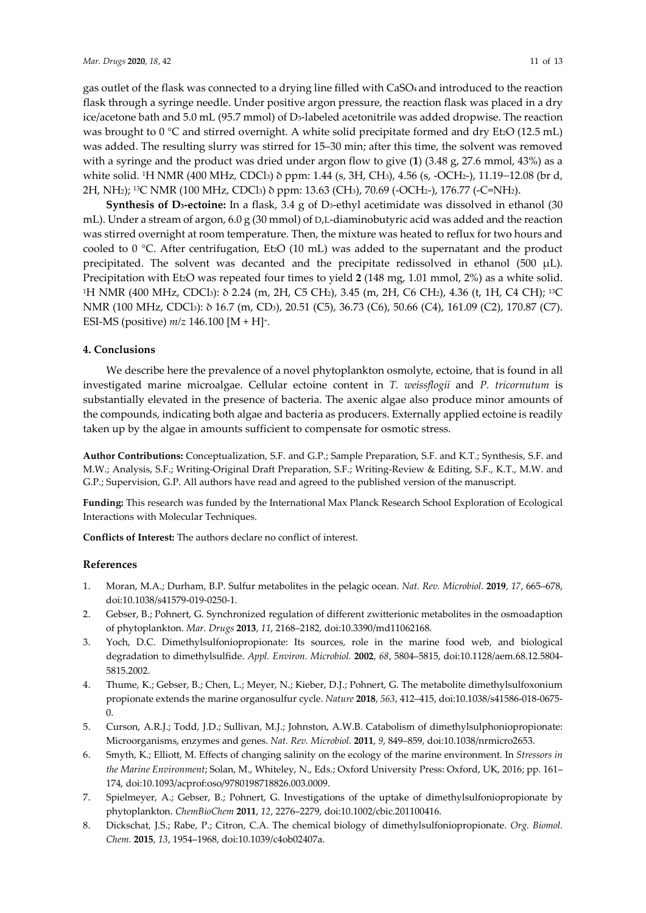gas outlet of the flask was connected to a drying line filled with $CaSO_4$ and introduced to the reaction flask through a syringe needle. Under positive argon pressure, the reaction flask was placed in a dry ice/acetone bath and 5.0 mL (95.7 mmol) of $D_3$-labeled acetonitrile was added dropwise. The reaction was brought to 0 °C and stirred overnight. A white solid precipitate formed and dry $Et_2O$ (12.5 mL) was added. The resulting slurry was stirred for 15–30 min; after this time, the solvent was removed with a syringe and the product was dried under argon flow to give (**1**) (3.48 g, 27.6 mmol, 43%) as a white solid. $^1$H NMR (400 MHz, $CDCl_3$) δ ppm: 1.44 (s, 3H, $CH_3$), 4.56 (s, -$OCH_2$-), 11.19–12.08 (br d, 2H, $NH_2$); $^{13}$C NMR (100 MHz, $CDCl_3$) δ ppm: 13.63 ($CH_3$), 70.69 (-$OCH_2$-), 176.77 (-C=$NH_2$).

**Synthesis of $D_3$-ectoine:** In a flask, 3.4 g of $D_3$-ethyl acetimidate was dissolved in ethanol (30 mL). Under a stream of argon, 6.0 g (30 mmol) of D,L-diaminobutyric acid was added and the reaction was stirred overnight at room temperature. Then, the mixture was heated to reflux for two hours and cooled to 0 °C. After centrifugation, $Et_2O$ (10 mL) was added to the supernatant and the product precipitated. The solvent was decanted and the precipitate redissolved in ethanol (500 µL). Precipitation with $Et_2O$ was repeated four times to yield **2** (148 mg, 1.01 mmol, 2%) as a white solid. $^1$H NMR (400 MHz, $CDCl_3$): δ 2.24 (m, 2H, C5 $CH_2$), 3.45 (m, 2H, C6 $CH_2$), 4.36 (t, 1H, C4 CH); $^{13}$C NMR (100 MHz, $CDCl_3$): δ 16.7 (m, $CD_3$), 20.51 (C5), 36.73 (C6), 50.66 (C4), 161.09 (C2), 170.87 (C7). ESI-MS (positive) *m*/*z* 146.100 $[M + H]^+$.

## 4. Conclusions

We describe here the prevalence of a novel phytoplankton osmolyte, ectoine, that is found in all investigated marine microalgae. Cellular ectoine content in *T. weissflogii* and *P. tricornutum* is substantially elevated in the presence of bacteria. The axenic algae also produce minor amounts of the compounds, indicating both algae and bacteria as producers. Externally applied ectoine is readily taken up by the algae in amounts sufficient to compensate for osmotic stress.

**Author Contributions:** Conceptualization, S.F. and G.P.; Sample Preparation, S.F. and K.T.; Synthesis, S.F. and M.W.; Analysis, S.F.; Writing-Original Draft Preparation, S.F.; Writing-Review & Editing, S.F., K.T., M.W. and G.P.; Supervision, G.P. All authors have read and agreed to the published version of the manuscript.

**Funding:** This research was funded by the International Max Planck Research School Exploration of Ecological Interactions with Molecular Techniques.

**Conflicts of Interest:** The authors declare no conflict of interest.

## References

1. Moran, M.A.; Durham, B.P. Sulfur metabolites in the pelagic ocean. *Nat. Rev. Microbiol.* **2019**, *17*, 665–678, doi:10.1038/s41579-019-0250-1.
2. Gebser, B.; Pohnert, G. Synchronized regulation of different zwitterionic metabolites in the osmoadaption of phytoplankton. *Mar. Drugs* **2013**, *11*, 2168–2182, doi:10.3390/md11062168.
3. Yoch, D.C. Dimethylsulfoniopropionate: Its sources, role in the marine food web, and biological degradation to dimethylsulfide. *Appl. Environ. Microbiol.* **2002**, *68*, 5804–5815, doi:10.1128/aem.68.12.5804-5815.2002.
4. Thume, K.; Gebser, B.; Chen, L.; Meyer, N.; Kieber, D.J.; Pohnert, G. The metabolite dimethylsulfoxonium propionate extends the marine organosulfur cycle. *Nature* **2018**, *563*, 412–415, doi:10.1038/s41586-018-0675-0.
5. Curson, A.R.J.; Todd, J.D.; Sullivan, M.J.; Johnston, A.W.B. Catabolism of dimethylsulphoniopropionate: Microorganisms, enzymes and genes. *Nat. Rev. Microbiol.* **2011**, *9*, 849–859, doi:10.1038/nrmicro2653.
6. Smyth, K.; Elliott, M. Effects of changing salinity on the ecology of the marine environment. In *Stressors in the Marine Environment*; Solan, M., Whiteley, N., Eds.; Oxford University Press: Oxford, UK, 2016; pp. 161–174, doi:10.1093/acprof:oso/9780198718826.003.0009.
7. Spielmeyer, A.; Gebser, B.; Pohnert, G. Investigations of the uptake of dimethylsulfoniopropionate by phytoplankton. *ChemBioChem* **2011**, *12*, 2276–2279, doi:10.1002/cbic.201100416.
8. Dickschat, J.S.; Rabe, P.; Citron, C.A. The chemical biology of dimethylsulfoniopropionate. *Org. Biomol. Chem.* **2015**, *13*, 1954–1968, doi:10.1039/c4ob02407a.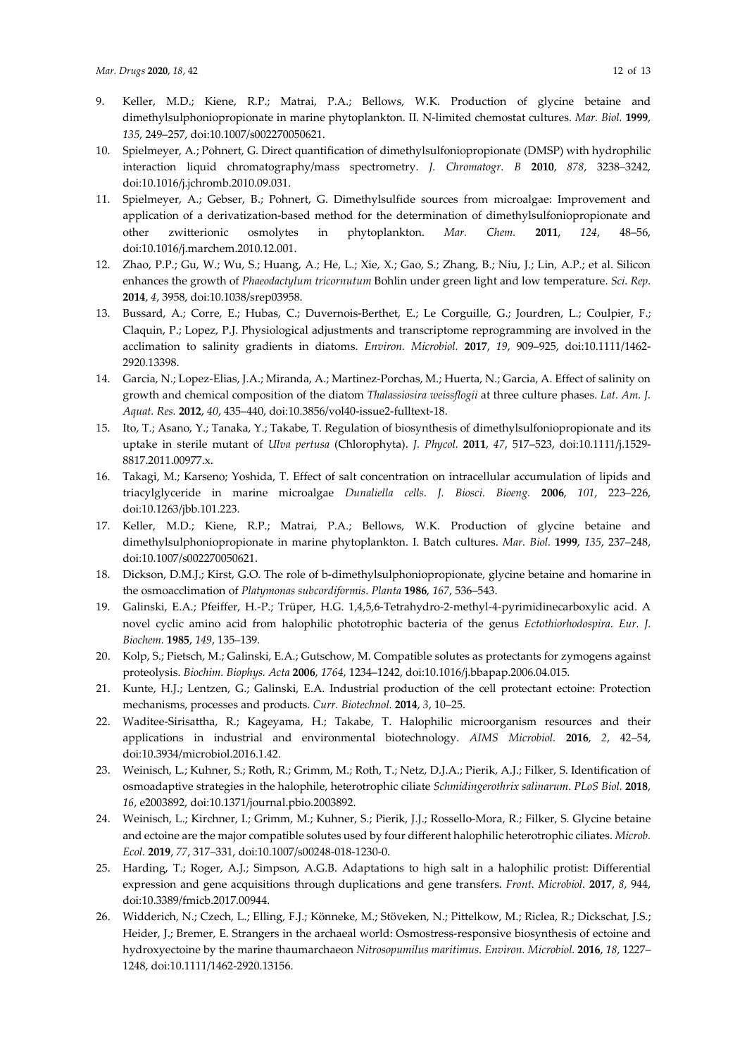9. Keller, M.D.; Kiene, R.P.; Matrai, P.A.; Bellows, W.K. Production of glycine betaine and dimethylsulphoniopropionate in marine phytoplankton. II. N-limited chemostat cultures. *Mar. Biol.* **1999**, *135*, 249–257, doi:10.1007/s002270050621.
10. Spielmeyer, A.; Pohnert, G. Direct quantification of dimethylsulfoniopropionate (DMSP) with hydrophilic interaction liquid chromatography/mass spectrometry. *J. Chromatogr. B* **2010**, *878*, 3238–3242, doi:10.1016/j.jchromb.2010.09.031.
11. Spielmeyer, A.; Gebser, B.; Pohnert, G. Dimethylsulfide sources from microalgae: Improvement and application of a derivatization-based method for the determination of dimethylsulfoniopropionate and other zwitterionic osmolytes in phytoplankton. *Mar. Chem.* **2011**, *124*, 48–56, doi:10.1016/j.marchem.2010.12.001.
12. Zhao, P.P.; Gu, W.; Wu, S.; Huang, A.; He, L.; Xie, X.; Gao, S.; Zhang, B.; Niu, J.; Lin, A.P.; et al. Silicon enhances the growth of *Phaeodactylum tricornutum* Bohlin under green light and low temperature. *Sci. Rep.* **2014**, *4*, 3958, doi:10.1038/srep03958.
13. Bussard, A.; Corre, E.; Hubas, C.; Duvernois-Berthet, E.; Le Corguille, G.; Jourdren, L.; Coulpier, F.; Claquin, P.; Lopez, P.J. Physiological adjustments and transcriptome reprogramming are involved in the acclimation to salinity gradients in diatoms. *Environ. Microbiol.* **2017**, *19*, 909–925, doi:10.1111/1462-2920.13398.
14. Garcia, N.; Lopez-Elias, J.A.; Miranda, A.; Martinez-Porchas, M.; Huerta, N.; Garcia, A. Effect of salinity on growth and chemical composition of the diatom *Thalassiosira weissflogii* at three culture phases. *Lat. Am. J. Aquat. Res.* **2012**, *40*, 435–440, doi:10.3856/vol40-issue2-fulltext-18.
15. Ito, T.; Asano, Y.; Tanaka, Y.; Takabe, T. Regulation of biosynthesis of dimethylsulfoniopropionate and its uptake in sterile mutant of *Ulva pertusa* (Chlorophyta). *J. Phycol.* **2011**, *47*, 517–523, doi:10.1111/j.1529-8817.2011.00977.x.
16. Takagi, M.; Karseno; Yoshida, T. Effect of salt concentration on intracellular accumulation of lipids and triacylglyceride in marine microalgae *Dunaliella cells*. *J. Biosci. Bioeng.* **2006**, *101*, 223–226, doi:10.1263/jbb.101.223.
17. Keller, M.D.; Kiene, R.P.; Matrai, P.A.; Bellows, W.K. Production of glycine betaine and dimethylsulphoniopropionate in marine phytoplankton. I. Batch cultures. *Mar. Biol.* **1999**, *135*, 237–248, doi:10.1007/s002270050621.
18. Dickson, D.M.J.; Kirst, G.O. The role of b-dimethylsulphoniopropionate, glycine betaine and homarine in the osmoacclimation of *Platymonas subcordiformis*. *Planta* **1986**, *167*, 536–543.
19. Galinski, E.A.; Pfeiffer, H.-P.; Trüper, H.G. 1,4,5,6-Tetrahydro-2-methyl-4-pyrimidinecarboxylic acid. A novel cyclic amino acid from halophilic phototrophic bacteria of the genus *Ectothiorhodospira*. *Eur. J. Biochem.* **1985**, *149*, 135–139.
20. Kolp, S.; Pietsch, M.; Galinski, E.A.; Gutschow, M. Compatible solutes as protectants for zymogens against proteolysis. *Biochim. Biophys. Acta* **2006**, *1764*, 1234–1242, doi:10.1016/j.bbapap.2006.04.015.
21. Kunte, H.J.; Lentzen, G.; Galinski, E.A. Industrial production of the cell protectant ectoine: Protection mechanisms, processes and products. *Curr. Biotechnol.* **2014**, *3*, 10–25.
22. Waditee-Sirisattha, R.; Kageyama, H.; Takabe, T. Halophilic microorganism resources and their applications in industrial and environmental biotechnology. *AIMS Microbiol.* **2016**, *2*, 42–54, doi:10.3934/microbiol.2016.1.42.
23. Weinisch, L.; Kuhner, S.; Roth, R.; Grimm, M.; Roth, T.; Netz, D.J.A.; Pierik, A.J.; Filker, S. Identification of osmoadaptive strategies in the halophile, heterotrophic ciliate *Schmidingerothrix salinarum*. *PLoS Biol.* **2018**, *16*, e2003892, doi:10.1371/journal.pbio.2003892.
24. Weinisch, L.; Kirchner, I.; Grimm, M.; Kuhner, S.; Pierik, J.J.; Rossello-Mora, R.; Filker, S. Glycine betaine and ectoine are the major compatible solutes used by four different halophilic heterotrophic ciliates. *Microb. Ecol.* **2019**, *77*, 317–331, doi:10.1007/s00248-018-1230-0.
25. Harding, T.; Roger, A.J.; Simpson, A.G.B. Adaptations to high salt in a halophilic protist: Differential expression and gene acquisitions through duplications and gene transfers. *Front. Microbiol.* **2017**, *8*, 944, doi:10.3389/fmicb.2017.00944.
26. Widderich, N.; Czech, L.; Elling, F.J.; Könneke, M.; Stöveken, N.; Pittelkow, M.; Riclea, R.; Dickschat, J.S.; Heider, J.; Bremer, E. Strangers in the archaeal world: Osmostress-responsive biosynthesis of ectoine and hydroxyectoine by the marine thaumarchaeon *Nitrosopumilus maritimus*. *Environ. Microbiol.* **2016**, *18*, 1227–1248, doi:10.1111/1462-2920.13156.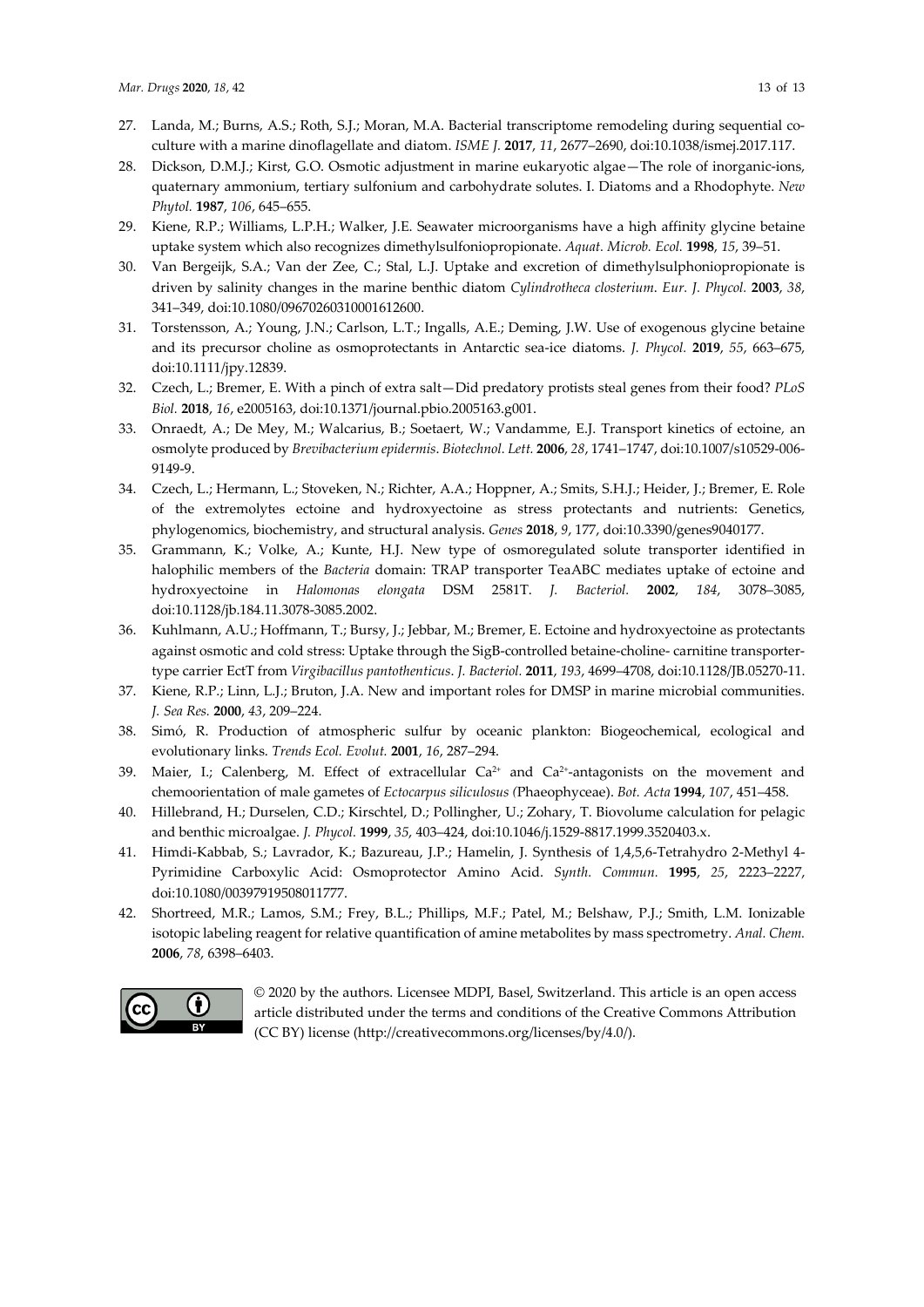27. Landa, M.; Burns, A.S.; Roth, S.J.; Moran, M.A. Bacterial transcriptome remodeling during sequential co-culture with a marine dinoflagellate and diatom. *ISME J.* **2017**, *11*, 2677–2690, doi:10.1038/ismej.2017.117.
28. Dickson, D.M.J.; Kirst, G.O. Osmotic adjustment in marine eukaryotic algae—The role of inorganic-ions, quaternary ammonium, tertiary sulfonium and carbohydrate solutes. I. Diatoms and a Rhodophyte. *New Phytol.* **1987**, *106*, 645–655.
29. Kiene, R.P.; Williams, L.P.H.; Walker, J.E. Seawater microorganisms have a high affinity glycine betaine uptake system which also recognizes dimethylsulfoniopropionate. *Aquat. Microb. Ecol.* **1998**, *15*, 39–51.
30. Van Bergeijk, S.A.; Van der Zee, C.; Stal, L.J. Uptake and excretion of dimethylsulphoniopropionate is driven by salinity changes in the marine benthic diatom *Cylindrotheca closterium*. *Eur. J. Phycol.* **2003**, *38*, 341–349, doi:10.1080/09670260310001612600.
31. Torstensson, A.; Young, J.N.; Carlson, L.T.; Ingalls, A.E.; Deming, J.W. Use of exogenous glycine betaine and its precursor choline as osmoprotectants in Antarctic sea-ice diatoms. *J. Phycol.* **2019**, *55*, 663–675, doi:10.1111/jpy.12839.
32. Czech, L.; Bremer, E. With a pinch of extra salt—Did predatory protists steal genes from their food? *PLoS Biol.* **2018**, *16*, e2005163, doi:10.1371/journal.pbio.2005163.g001.
33. Onraedt, A.; De Mey, M.; Walcarius, B.; Soetaert, W.; Vandamme, E.J. Transport kinetics of ectoine, an osmolyte produced by *Brevibacterium epidermis*. *Biotechnol. Lett.* **2006**, *28*, 1741–1747, doi:10.1007/s10529-006-9149-9.
34. Czech, L.; Hermann, L.; Stoveken, N.; Richter, A.A.; Hoppner, A.; Smits, S.H.J.; Heider, J.; Bremer, E. Role of the extremolytes ectoine and hydroxyectoine as stress protectants and nutrients: Genetics, phylogenomics, biochemistry, and structural analysis. *Genes* **2018**, *9*, 177, doi:10.3390/genes9040177.
35. Grammann, K.; Volke, A.; Kunte, H.J. New type of osmoregulated solute transporter identified in halophilic members of the *Bacteria* domain: TRAP transporter TeaABC mediates uptake of ectoine and hydroxyectoine in *Halomonas elongata* DSM 2581T. *J. Bacteriol.* **2002**, *184*, 3078–3085, doi:10.1128/jb.184.11.3078-3085.2002.
36. Kuhlmann, A.U.; Hoffmann, T.; Bursy, J.; Jebbar, M.; Bremer, E. Ectoine and hydroxyectoine as protectants against osmotic and cold stress: Uptake through the SigB-controlled betaine-choline- carnitine transporter-type carrier EctT from *Virgibacillus pantothenticus*. *J. Bacteriol.* **2011**, *193*, 4699–4708, doi:10.1128/JB.05270-11.
37. Kiene, R.P.; Linn, L.J.; Bruton, J.A. New and important roles for DMSP in marine microbial communities. *J. Sea Res.* **2000**, *43*, 209–224.
38. Simó, R. Production of atmospheric sulfur by oceanic plankton: Biogeochemical, ecological and evolutionary links. *Trends Ecol. Evolut.* **2001**, *16*, 287–294.
39. Maier, I.; Calenberg, M. Effect of extracellular $Ca^{2+}$ and $Ca^{2+}$-antagonists on the movement and chemoorientation of male gametes of *Ectocarpus siliculosus (*Phaeophyceae). *Bot. Acta* **1994**, *107*, 451–458.
40. Hillebrand, H.; Durselen, C.D.; Kirschtel, D.; Pollingher, U.; Zohary, T. Biovolume calculation for pelagic and benthic microalgae. *J. Phycol.* **1999**, *35*, 403–424, doi:10.1046/j.1529-8817.1999.3520403.x.
41. Himdi-Kabbab, S.; Lavrador, K.; Bazureau, J.P.; Hamelin, J. Synthesis of 1,4,5,6-Tetrahydro 2-Methyl 4-Pyrimidine Carboxylic Acid: Osmoprotector Amino Acid. *Synth. Commun.* **1995**, *25*, 2223–2227, doi:10.1080/00397919508011777.
42. Shortreed, M.R.; Lamos, S.M.; Frey, B.L.; Phillips, M.F.; Patel, M.; Belshaw, P.J.; Smith, L.M. Ionizable isotopic labeling reagent for relative quantification of amine metabolites by mass spectrometry. *Anal. Chem.* **2006**, *78*, 6398–6403.

© 2020 by the authors. Licensee MDPI, Basel, Switzerland. This article is an open access article distributed under the terms and conditions of the Creative Commons Attribution (CC BY) license (http://creativecommons.org/licenses/by/4.0/).